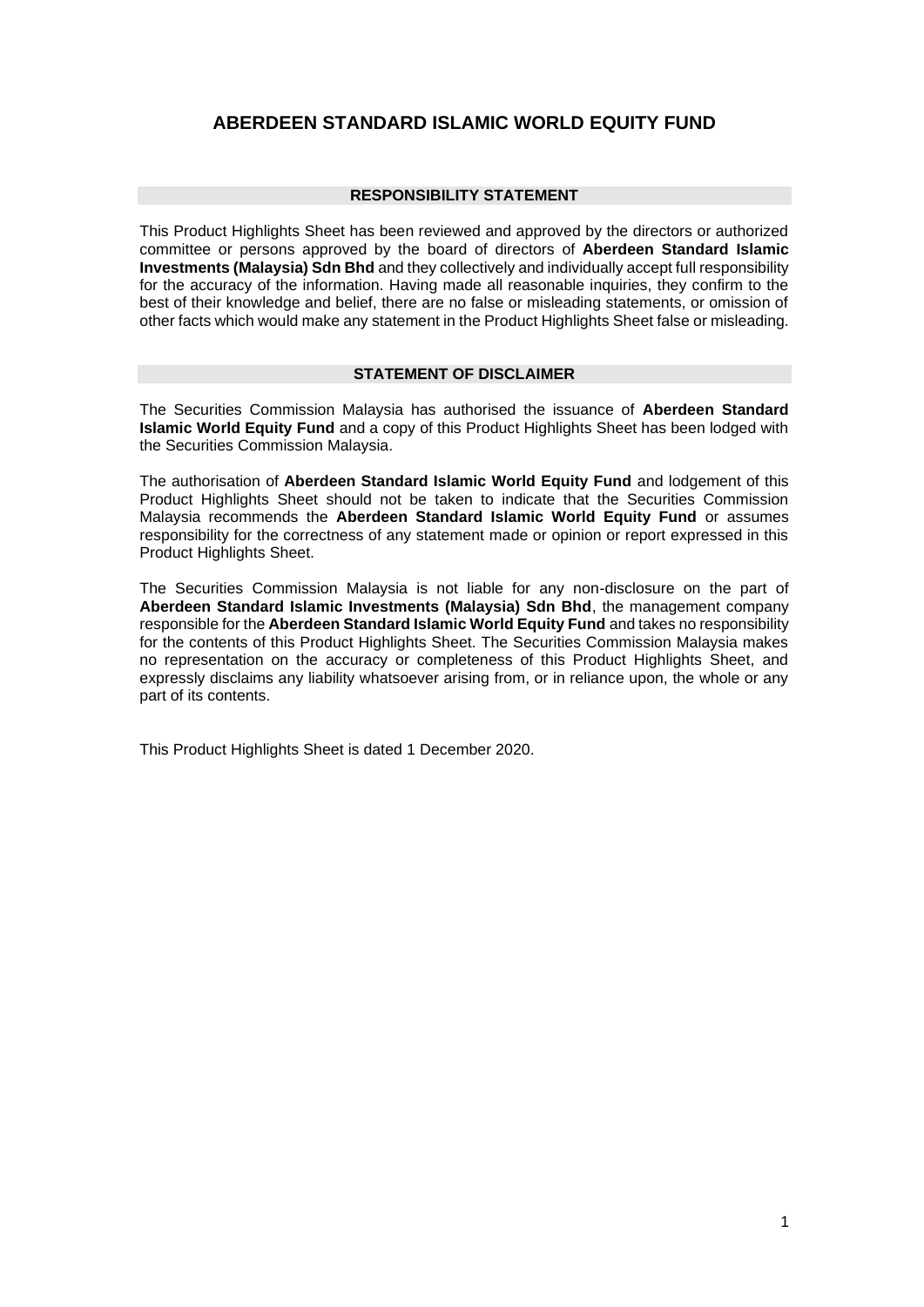# ABERDEEN STANDARD ISLAMIC WORLD EQUITY FUND

## RESPONSIBILITY STATEMENT

This Product Highlights Sheet has been reviewed and approved by the directors or authorized committee or persons approved by the board of directors of **Aberdeen Standard Islamic Investments (Malaysia) Sdn Bhd** and they collectively and individually accept full responsibility for the accuracy of the information. Having made all reasonable inquiries, they confirm to the best of their knowledge and belief, there are no false or misleading statements, or omission of other facts which would make any statement in the Product Highlights Sheet false or misleading.

## STATEMENT OF DISCLAIMER

The Securities Commission Malaysia has authorised the issuance of **Aberdeen Standard Islamic World Equity Fund** and a copy of this Product Highlights Sheet has been lodged with the Securities Commission Malaysia.

The authorisation of **Aberdeen Standard Islamic World Equity Fund** and lodgement of this Product Highlights Sheet should not be taken to indicate that the Securities Commission Malaysia recommends the **Aberdeen Standard Islamic World Equity Fund** or assumes responsibility for the correctness of any statement made or opinion or report expressed in this Product Highlights Sheet.

The Securities Commission Malaysia is not liable for any non-disclosure on the part of **Aberdeen Standard Islamic Investments (Malaysia) Sdn Bhd**, the management company responsible for the **Aberdeen Standard Islamic World Equity Fund** and takes no responsibility for the contents of this Product Highlights Sheet. The Securities Commission Malaysia makes no representation on the accuracy or completeness of this Product Highlights Sheet, and expressly disclaims any liability whatsoever arising from, or in reliance upon, the whole or any part of its contents.

This Product Highlights Sheet is dated 1 December 2020.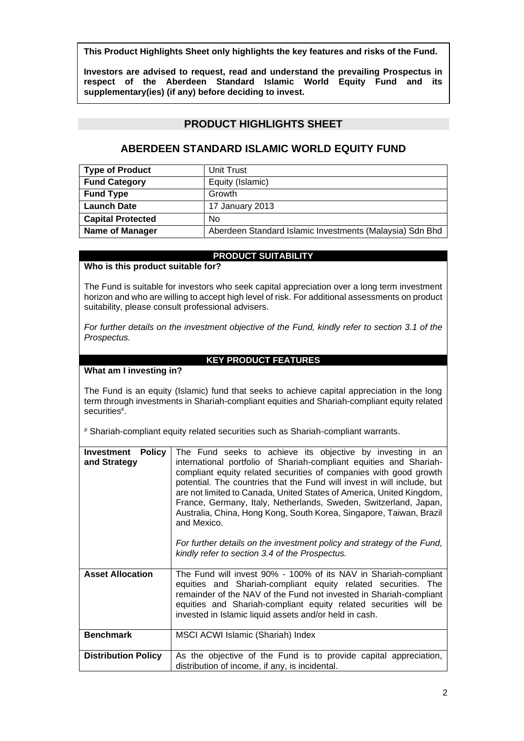**This Product Highlights Sheet only highlights the key features and risks of the Fund.**

**Investors are advised to request, read and understand the prevailing Prospectus in respect of the Aberdeen Standard Islamic World Equity Fund and its supplementary(ies) (if any) before deciding to invest.**

## PRODUCT HIGHLIGHTS SHEET

## ABERDEEN STANDARD ISLAMIC WORLD EQUITY FUND

| | |
|---|---|
| **Type of Product** | Unit Trust |
| **Fund Category** | Equity (Islamic) |
| **Fund Type** | Growth |
| **Launch Date** | 17 January 2013 |
| **Capital Protected** | No |
| **Name of Manager** | Aberdeen Standard Islamic Investments (Malaysia) Sdn Bhd |

### PRODUCT SUITABILITY

**Who is this product suitable for?**

The Fund is suitable for investors who seek capital appreciation over a long term investment horizon and who are willing to accept high level of risk. For additional assessments on product suitability, please consult professional advisers.

*For further details on the investment objective of the Fund, kindly refer to section 3.1 of the Prospectus.*

### KEY PRODUCT FEATURES

**What am I investing in?**

The Fund is an equity (Islamic) fund that seeks to achieve capital appreciation in the long term through investments in Shariah-compliant equities and Shariah-compliant equity related securities#.

# Shariah-compliant equity related securities such as Shariah-compliant warrants.

| | |
|---|---|
| **Investment Policy and Strategy** | The Fund seeks to achieve its objective by investing in an international portfolio of Shariah-compliant equities and Shariah-compliant equity related securities of companies with good growth potential. The countries that the Fund will invest in will include, but are not limited to Canada, United States of America, United Kingdom, France, Germany, Italy, Netherlands, Sweden, Switzerland, Japan, Australia, China, Hong Kong, South Korea, Singapore, Taiwan, Brazil and Mexico.<br><br>*For further details on the investment policy and strategy of the Fund, kindly refer to section 3.4 of the Prospectus.* |
| **Asset Allocation** | The Fund will invest 90% - 100% of its NAV in Shariah-compliant equities and Shariah-compliant equity related securities. The remainder of the NAV of the Fund not invested in Shariah-compliant equities and Shariah-compliant equity related securities will be invested in Islamic liquid assets and/or held in cash. |
| **Benchmark** | MSCI ACWI Islamic (Shariah) Index |
| **Distribution Policy** | As the objective of the Fund is to provide capital appreciation, distribution of income, if any, is incidental. |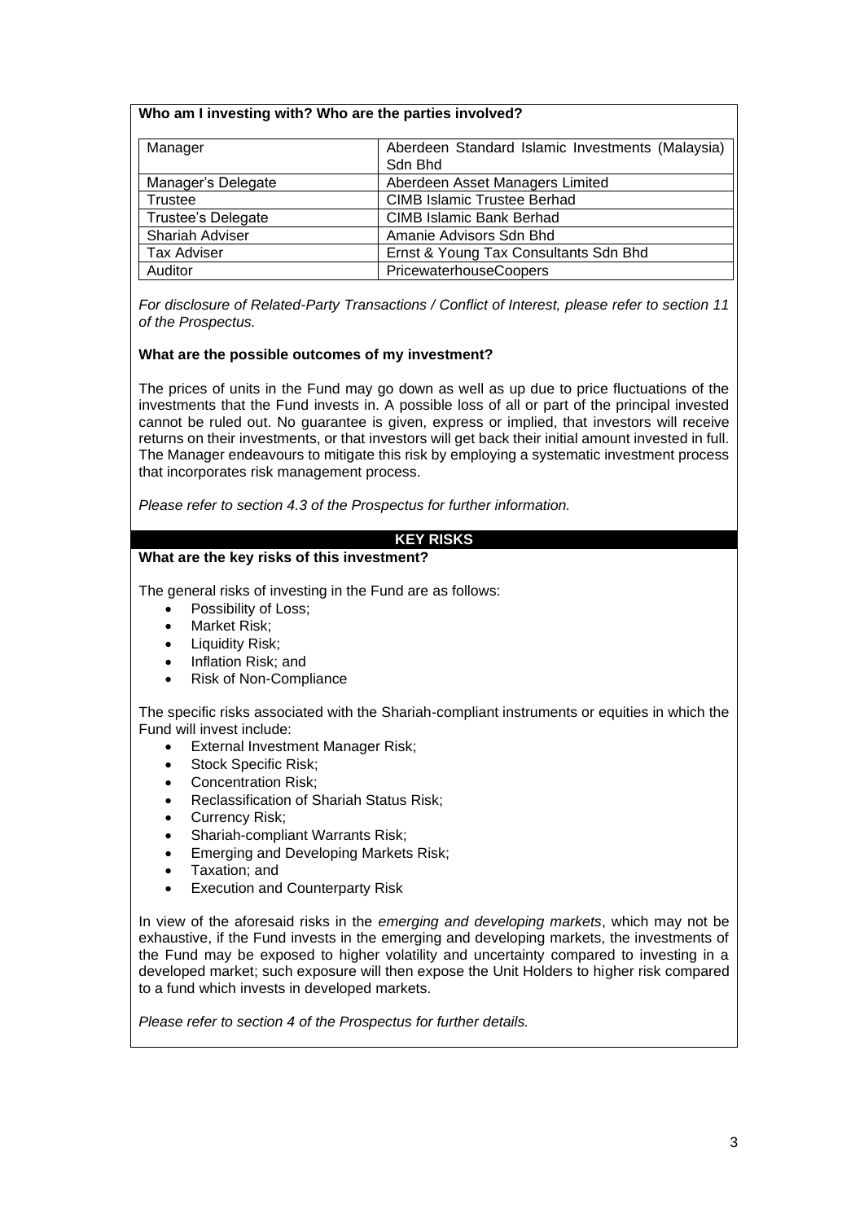**Who am I investing with? Who are the parties involved?**

| | |
|---|---|
| Manager | Aberdeen Standard Islamic Investments (Malaysia) Sdn Bhd |
| Manager's Delegate | Aberdeen Asset Managers Limited |
| Trustee | CIMB Islamic Trustee Berhad |
| Trustee's Delegate | CIMB Islamic Bank Berhad |
| Shariah Adviser | Amanie Advisors Sdn Bhd |
| Tax Adviser | Ernst & Young Tax Consultants Sdn Bhd |
| Auditor | PricewaterhouseCoopers |

*For disclosure of Related-Party Transactions / Conflict of Interest, please refer to section 11 of the Prospectus.*

**What are the possible outcomes of my investment?**

The prices of units in the Fund may go down as well as up due to price fluctuations of the investments that the Fund invests in. A possible loss of all or part of the principal invested cannot be ruled out. No guarantee is given, express or implied, that investors will receive returns on their investments, or that investors will get back their initial amount invested in full. The Manager endeavours to mitigate this risk by employing a systematic investment process that incorporates risk management process.

*Please refer to section 4.3 of the Prospectus for further information.*

## KEY RISKS

**What are the key risks of this investment?**

The general risks of investing in the Fund are as follows:

- Possibility of Loss;
- Market Risk;
- Liquidity Risk;
- Inflation Risk; and
- Risk of Non-Compliance

The specific risks associated with the Shariah-compliant instruments or equities in which the Fund will invest include:

- External Investment Manager Risk;
- Stock Specific Risk;
- Concentration Risk;
- Reclassification of Shariah Status Risk;
- Currency Risk;
- Shariah-compliant Warrants Risk;
- Emerging and Developing Markets Risk;
- Taxation; and
- Execution and Counterparty Risk

In view of the aforesaid risks in the *emerging and developing markets*, which may not be exhaustive, if the Fund invests in the emerging and developing markets, the investments of the Fund may be exposed to higher volatility and uncertainty compared to investing in a developed market; such exposure will then expose the Unit Holders to higher risk compared to a fund which invests in developed markets.

*Please refer to section 4 of the Prospectus for further details.*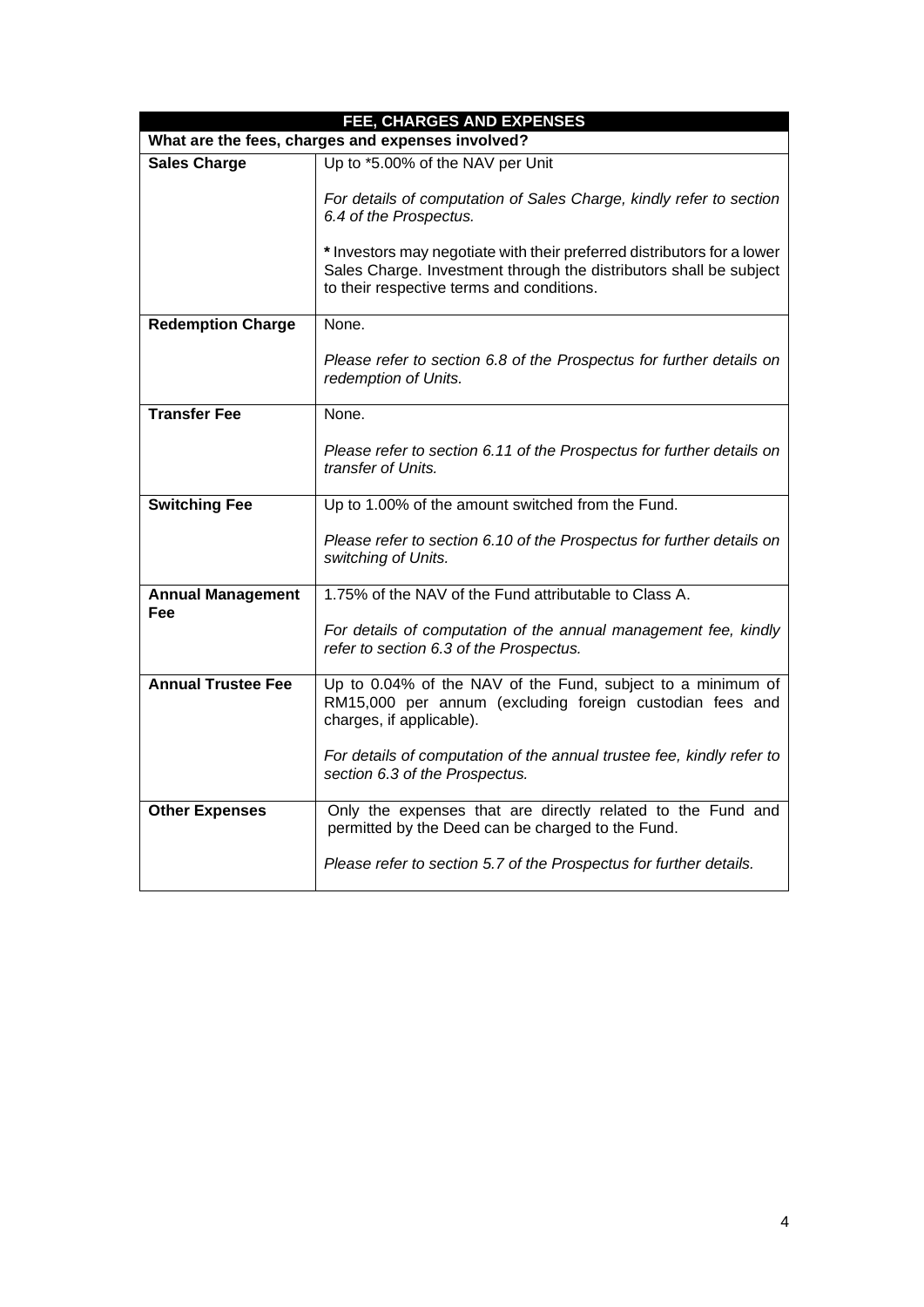| FEE, CHARGES AND EXPENSES | |
|---|---|
| **What are the fees, charges and expenses involved?** | |
| **Sales Charge** | Up to *5.00% of the NAV per Unit<br><br>*For details of computation of Sales Charge, kindly refer to section 6.4 of the Prospectus.*<br><br>**\*** Investors may negotiate with their preferred distributors for a lower Sales Charge. Investment through the distributors shall be subject to their respective terms and conditions. |
| **Redemption Charge** | None.<br><br>*Please refer to section 6.8 of the Prospectus for further details on redemption of Units.* |
| **Transfer Fee** | None.<br><br>*Please refer to section 6.11 of the Prospectus for further details on transfer of Units.* |
| **Switching Fee** | Up to 1.00% of the amount switched from the Fund.<br><br>*Please refer to section 6.10 of the Prospectus for further details on switching of Units.* |
| **Annual Management Fee** | 1.75% of the NAV of the Fund attributable to Class A.<br><br>*For details of computation of the annual management fee, kindly refer to section 6.3 of the Prospectus.* |
| **Annual Trustee Fee** | Up to 0.04% of the NAV of the Fund, subject to a minimum of RM15,000 per annum (excluding foreign custodian fees and charges, if applicable).<br><br>*For details of computation of the annual trustee fee, kindly refer to section 6.3 of the Prospectus.* |
| **Other Expenses** | Only the expenses that are directly related to the Fund and permitted by the Deed can be charged to the Fund.<br><br>*Please refer to section 5.7 of the Prospectus for further details.* |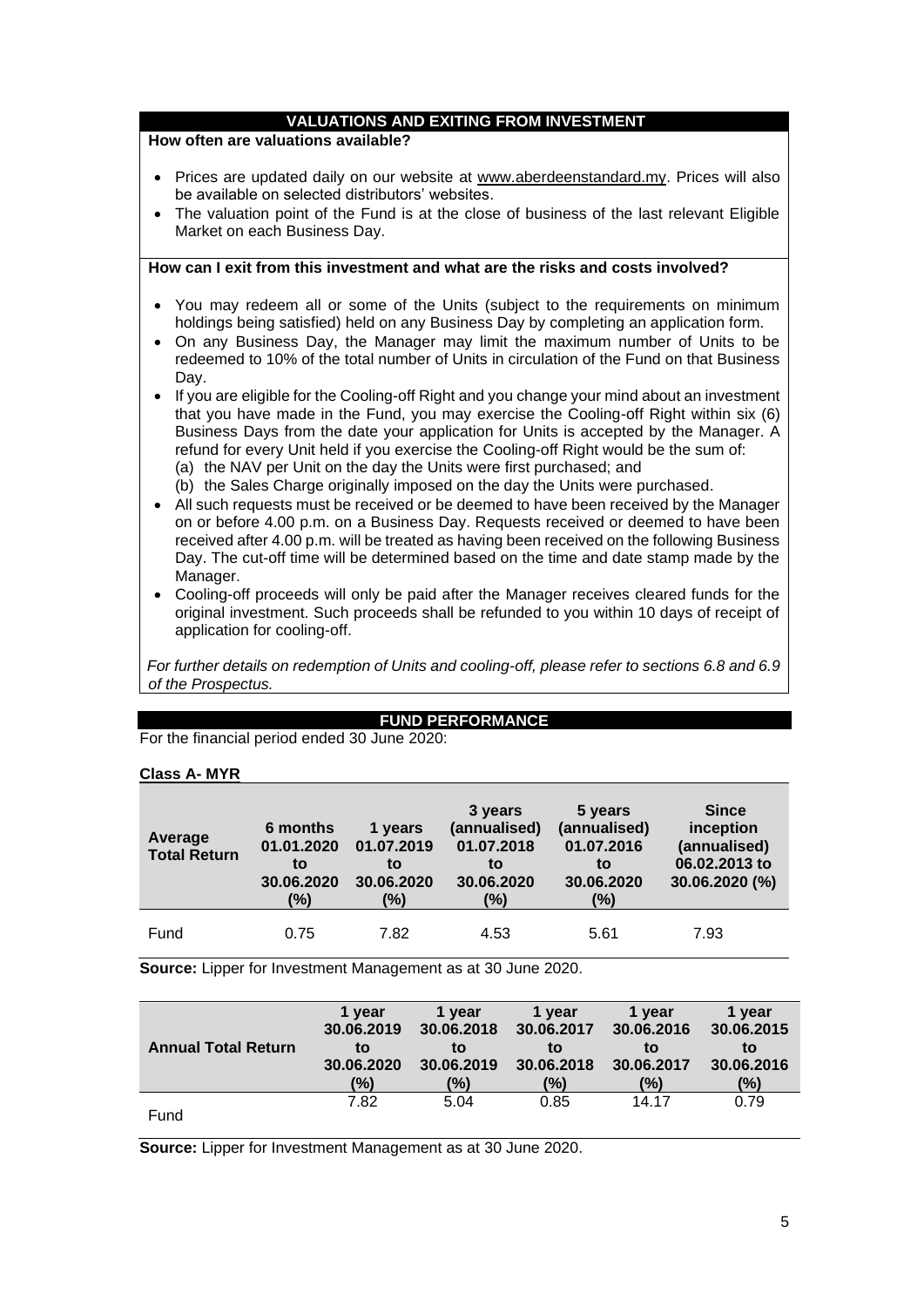## VALUATIONS AND EXITING FROM INVESTMENT

**How often are valuations available?**

- Prices are updated daily on our website at www.aberdeenstandard.my. Prices will also be available on selected distributors' websites.
- The valuation point of the Fund is at the close of business of the last relevant Eligible Market on each Business Day.

**How can I exit from this investment and what are the risks and costs involved?**

- You may redeem all or some of the Units (subject to the requirements on minimum holdings being satisfied) held on any Business Day by completing an application form.
- On any Business Day, the Manager may limit the maximum number of Units to be redeemed to 10% of the total number of Units in circulation of the Fund on that Business Day.
- If you are eligible for the Cooling-off Right and you change your mind about an investment that you have made in the Fund, you may exercise the Cooling-off Right within six (6) Business Days from the date your application for Units is accepted by the Manager. A refund for every Unit held if you exercise the Cooling-off Right would be the sum of:
  (a) the NAV per Unit on the day the Units were first purchased; and
  (b) the Sales Charge originally imposed on the day the Units were purchased.
- All such requests must be received or be deemed to have been received by the Manager on or before 4.00 p.m. on a Business Day. Requests received or deemed to have been received after 4.00 p.m. will be treated as having been received on the following Business Day. The cut-off time will be determined based on the time and date stamp made by the Manager.
- Cooling-off proceeds will only be paid after the Manager receives cleared funds for the original investment. Such proceeds shall be refunded to you within 10 days of receipt of application for cooling-off.

*For further details on redemption of Units and cooling-off, please refer to sections 6.8 and 6.9 of the Prospectus.*

## FUND PERFORMANCE

For the financial period ended 30 June 2020:

**Class A- MYR**

| Average Total Return | 6 months 01.01.2020 to 30.06.2020 (%) | 1 years 01.07.2019 to 30.06.2020 (%) | 3 years (annualised) 01.07.2018 to 30.06.2020 (%) | 5 years (annualised) 01.07.2016 to 30.06.2020 (%) | Since inception (annualised) 06.02.2013 to 30.06.2020 (%) |
|---|---|---|---|---|---|
| Fund | 0.75 | 7.82 | 4.53 | 5.61 | 7.93 |

**Source:** Lipper for Investment Management as at 30 June 2020.

| Annual Total Return | 1 year 30.06.2019 to 30.06.2020 (%) | 1 year 30.06.2018 to 30.06.2019 (%) | 1 year 30.06.2017 to 30.06.2018 (%) | 1 year 30.06.2016 to 30.06.2017 (%) | 1 year 30.06.2015 to 30.06.2016 (%) |
|---|---|---|---|---|---|
| Fund | 7.82 | 5.04 | 0.85 | 14.17 | 0.79 |

**Source:** Lipper for Investment Management as at 30 June 2020.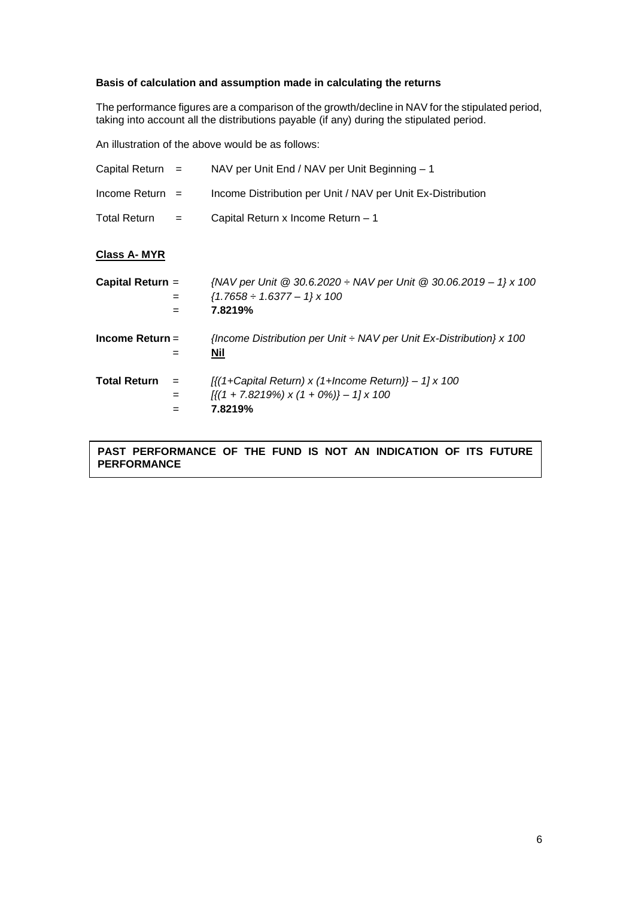**Basis of calculation and assumption made in calculating the returns**

The performance figures are a comparison of the growth/decline in NAV for the stipulated period, taking into account all the distributions payable (if any) during the stipulated period.

An illustration of the above would be as follows:

| | | |
|---|---|---|
| Capital Return | = | NAV per Unit End / NAV per Unit Beginning – 1 |
| Income Return | = | Income Distribution per Unit / NAV per Unit Ex-Distribution |
| Total Return | = | Capital Return x Income Return – 1 |

**Class A- MYR**

| | | |
|---|---|---|
| **Capital Return** | = | *{NAV per Unit @ 30.6.2020 ÷ NAV per Unit @ 30.06.2019 – 1} x 100* |
| | = | *{1.7658 ÷ 1.6377 – 1} x 100* |
| | = | **7.8219%** |
| **Income Return** | = | *{Income Distribution per Unit ÷ NAV per Unit Ex-Distribution} x 100* |
| | = | **Nil** |
| **Total Return** | = | *[{(1+Capital Return) x (1+Income Return)} – 1] x 100* |
| | = | *[{(1 + 7.8219%) x (1 + 0%)} – 1] x 100* |
| | = | **7.8219%** |

**PAST PERFORMANCE OF THE FUND IS NOT AN INDICATION OF ITS FUTURE PERFORMANCE**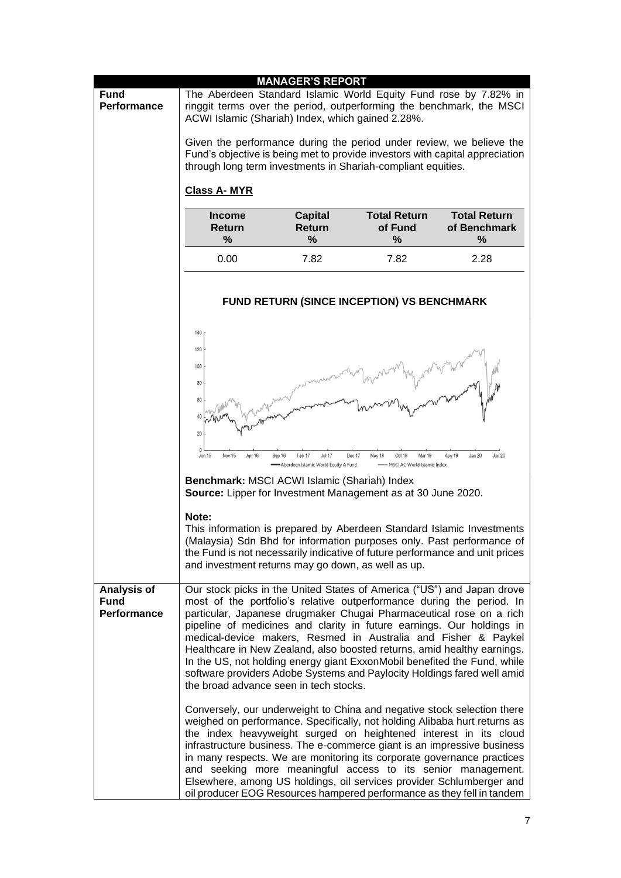## MANAGER'S REPORT

### Fund Performance

The Aberdeen Standard Islamic World Equity Fund rose by 7.82% in ringgit terms over the period, outperforming the benchmark, the MSCI ACWI Islamic (Shariah) Index, which gained 2.28%.

Given the performance during the period under review, we believe the Fund's objective is being met to provide investors with capital appreciation through long term investments in Shariah-compliant equities.

**Class A- MYR**

| Income Return % | Capital Return % | Total Return of Fund % | Total Return of Benchmark % |
|---|---|---|---|
| 0.00 | 7.82 | 7.82 | 2.28 |

**FUND RETURN (SINCE INCEPTION) VS BENCHMARK**

**Benchmark:** MSCI ACWI Islamic (Shariah) Index
**Source:** Lipper for Investment Management as at 30 June 2020.

**Note:**
This information is prepared by Aberdeen Standard Islamic Investments (Malaysia) Sdn Bhd for information purposes only. Past performance of the Fund is not necessarily indicative of future performance and unit prices and investment returns may go down, as well as up.

### Analysis of Fund Performance

Our stock picks in the United States of America ("US") and Japan drove most of the portfolio's relative outperformance during the period. In particular, Japanese drugmaker Chugai Pharmaceutical rose on a rich pipeline of medicines and clarity in future earnings. Our holdings in medical-device makers, Resmed in Australia and Fisher & Paykel Healthcare in New Zealand, also boosted returns, amid healthy earnings. In the US, not holding energy giant ExxonMobil benefited the Fund, while software providers Adobe Systems and Paylocity Holdings fared well amid the broad advance seen in tech stocks.

Conversely, our underweight to China and negative stock selection there weighed on performance. Specifically, not holding Alibaba hurt returns as the index heavyweight surged on heightened interest in its cloud infrastructure business. The e-commerce giant is an impressive business in many respects. We are monitoring its corporate governance practices and seeking more meaningful access to its senior management. Elsewhere, among US holdings, oil services provider Schlumberger and oil producer EOG Resources hampered performance as they fell in tandem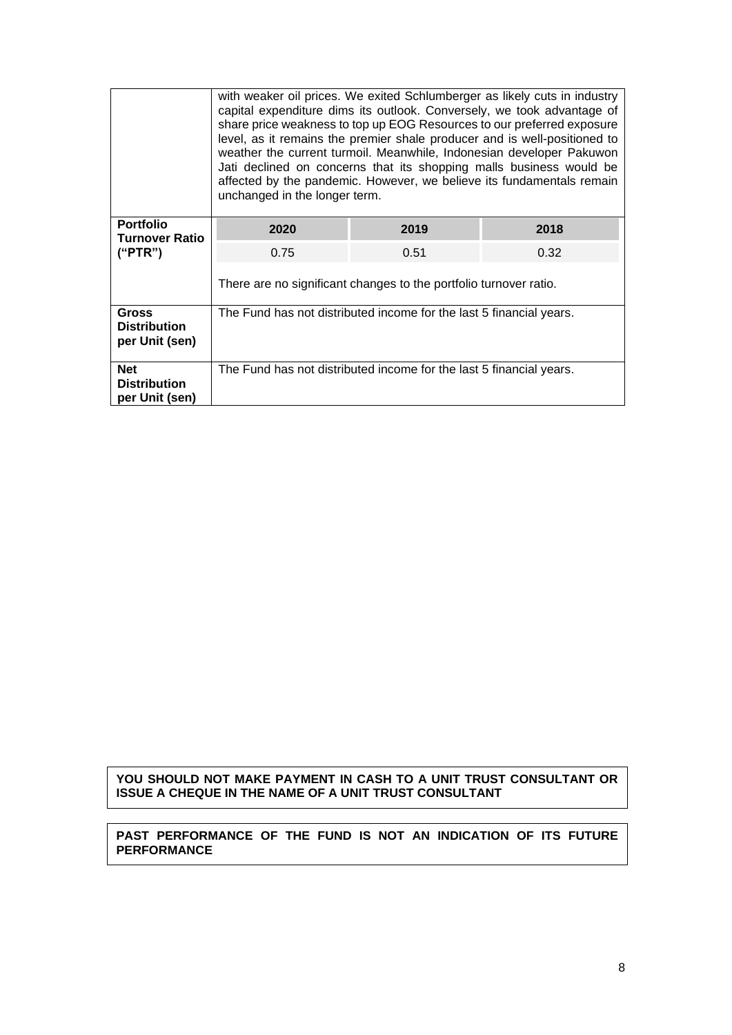| | |
|---|---|
| | with weaker oil prices. We exited Schlumberger as likely cuts in industry capital expenditure dims its outlook. Conversely, we took advantage of share price weakness to top up EOG Resources to our preferred exposure level, as it remains the premier shale producer and is well-positioned to weather the current turmoil. Meanwhile, Indonesian developer Pakuwon Jati declined on concerns that its shopping malls business would be affected by the pandemic. However, we believe its fundamentals remain unchanged in the longer term. |
| **Portfolio Turnover Ratio ("PTR")** | **2020**: 0.75 · **2019**: 0.51 · **2018**: 0.32<br><br>There are no significant changes to the portfolio turnover ratio. |
| **Gross Distribution per Unit (sen)** | The Fund has not distributed income for the last 5 financial years. |
| **Net Distribution per Unit (sen)** | The Fund has not distributed income for the last 5 financial years. |

**YOU SHOULD NOT MAKE PAYMENT IN CASH TO A UNIT TRUST CONSULTANT OR ISSUE A CHEQUE IN THE NAME OF A UNIT TRUST CONSULTANT**

**PAST PERFORMANCE OF THE FUND IS NOT AN INDICATION OF ITS FUTURE PERFORMANCE**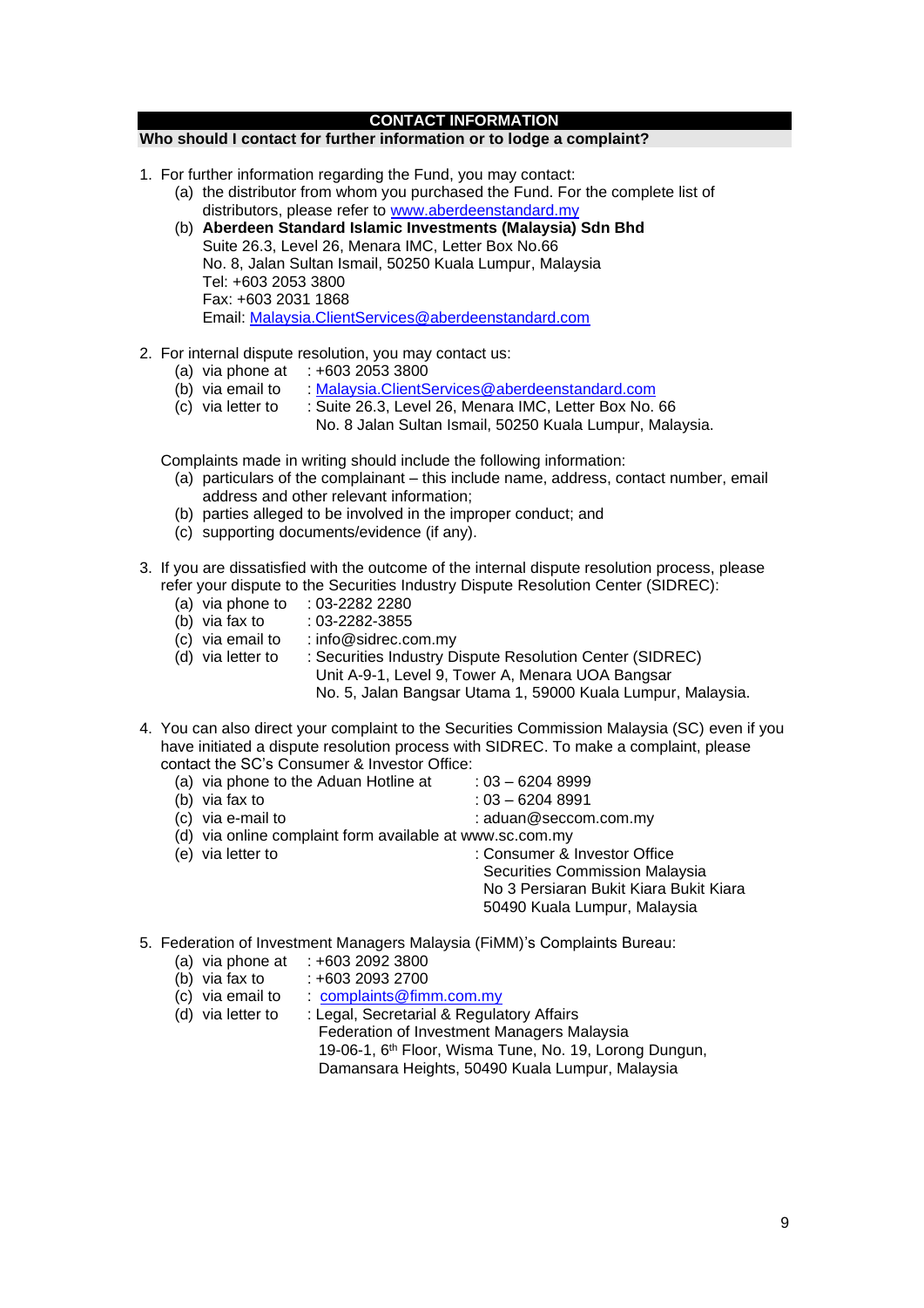## CONTACT INFORMATION

**Who should I contact for further information or to lodge a complaint?**

1. For further information regarding the Fund, you may contact:
   (a) the distributor from whom you purchased the Fund. For the complete list of distributors, please refer to www.aberdeenstandard.my
   (b) **Aberdeen Standard Islamic Investments (Malaysia) Sdn Bhd**
   Suite 26.3, Level 26, Menara IMC, Letter Box No.66
   No. 8, Jalan Sultan Ismail, 50250 Kuala Lumpur, Malaysia
   Tel: +603 2053 3800
   Fax: +603 2031 1868
   Email: Malaysia.ClientServices@aberdeenstandard.com

2. For internal dispute resolution, you may contact us:
   (a) via phone at : +603 2053 3800
   (b) via email to : Malaysia.ClientServices@aberdeenstandard.com
   (c) via letter to : Suite 26.3, Level 26, Menara IMC, Letter Box No. 66
   No. 8 Jalan Sultan Ismail, 50250 Kuala Lumpur, Malaysia.

   Complaints made in writing should include the following information:
   (a) particulars of the complainant – this include name, address, contact number, email address and other relevant information;
   (b) parties alleged to be involved in the improper conduct; and
   (c) supporting documents/evidence (if any).

3. If you are dissatisfied with the outcome of the internal dispute resolution process, please refer your dispute to the Securities Industry Dispute Resolution Center (SIDREC):
   (a) via phone to : 03-2282 2280
   (b) via fax to : 03-2282-3855
   (c) via email to : info@sidrec.com.my
   (d) via letter to : Securities Industry Dispute Resolution Center (SIDREC)
   Unit A-9-1, Level 9, Tower A, Menara UOA Bangsar
   No. 5, Jalan Bangsar Utama 1, 59000 Kuala Lumpur, Malaysia.

4. You can also direct your complaint to the Securities Commission Malaysia (SC) even if you have initiated a dispute resolution process with SIDREC. To make a complaint, please contact the SC's Consumer & Investor Office:
   (a) via phone to the Aduan Hotline at : 03 – 6204 8999
   (b) via fax to : 03 – 6204 8991
   (c) via e-mail to : aduan@seccom.com.my
   (d) via online complaint form available at www.sc.com.my
   (e) via letter to : Consumer & Investor Office
   Securities Commission Malaysia
   No 3 Persiaran Bukit Kiara Bukit Kiara
   50490 Kuala Lumpur, Malaysia

5. Federation of Investment Managers Malaysia (FiMM)'s Complaints Bureau:
   (a) via phone at : +603 2092 3800
   (b) via fax to : +603 2093 2700
   (c) via email to : complaints@fimm.com.my
   (d) via letter to : Legal, Secretarial & Regulatory Affairs
   Federation of Investment Managers Malaysia
   19-06-1, 6th Floor, Wisma Tune, No. 19, Lorong Dungun,
   Damansara Heights, 50490 Kuala Lumpur, Malaysia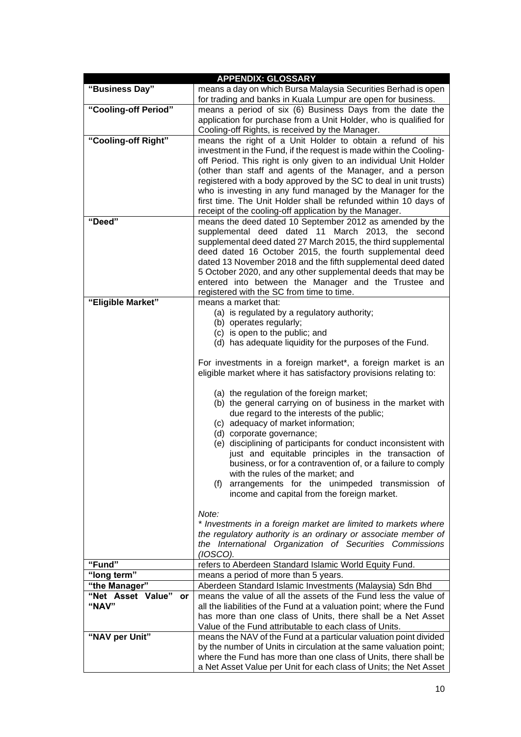| APPENDIX: GLOSSARY | |
|---|---|
| **"Business Day"** | means a day on which Bursa Malaysia Securities Berhad is open for trading and banks in Kuala Lumpur are open for business. |
| **"Cooling-off Period"** | means a period of six (6) Business Days from the date the application for purchase from a Unit Holder, who is qualified for Cooling-off Rights, is received by the Manager. |
| **"Cooling-off Right"** | means the right of a Unit Holder to obtain a refund of his investment in the Fund, if the request is made within the Cooling-off Period. This right is only given to an individual Unit Holder (other than staff and agents of the Manager, and a person registered with a body approved by the SC to deal in unit trusts) who is investing in any fund managed by the Manager for the first time. The Unit Holder shall be refunded within 10 days of receipt of the cooling-off application by the Manager. |
| **"Deed"** | means the deed dated 10 September 2012 as amended by the supplemental deed dated 11 March 2013, the second supplemental deed dated 27 March 2015, the third supplemental deed dated 16 October 2015, the fourth supplemental deed dated 13 November 2018 and the fifth supplemental deed dated 5 October 2020, and any other supplemental deeds that may be entered into between the Manager and the Trustee and registered with the SC from time to time. |
| **"Eligible Market"** | means a market that:<br>(a) is regulated by a regulatory authority;<br>(b) operates regularly;<br>(c) is open to the public; and<br>(d) has adequate liquidity for the purposes of the Fund.<br><br>For investments in a foreign market*, a foreign market is an eligible market where it has satisfactory provisions relating to:<br><br>(a) the regulation of the foreign market;<br>(b) the general carrying on of business in the market with due regard to the interests of the public;<br>(c) adequacy of market information;<br>(d) corporate governance;<br>(e) disciplining of participants for conduct inconsistent with just and equitable principles in the transaction of business, or for a contravention of, or a failure to comply with the rules of the market; and<br>(f) arrangements for the unimpeded transmission of income and capital from the foreign market.<br><br>*Note:*<br>*\* Investments in a foreign market are limited to markets where the regulatory authority is an ordinary or associate member of the International Organization of Securities Commissions (IOSCO).* |
| **"Fund"** | refers to Aberdeen Standard Islamic World Equity Fund. |
| **"long term"** | means a period of more than 5 years. |
| **"the Manager"** | Aberdeen Standard Islamic Investments (Malaysia) Sdn Bhd |
| **"Net Asset Value" or "NAV"** | means the value of all the assets of the Fund less the value of all the liabilities of the Fund at a valuation point; where the Fund has more than one class of Units, there shall be a Net Asset Value of the Fund attributable to each class of Units. |
| **"NAV per Unit"** | means the NAV of the Fund at a particular valuation point divided by the number of Units in circulation at the same valuation point; where the Fund has more than one class of Units, there shall be a Net Asset Value per Unit for each class of Units; the Net Asset |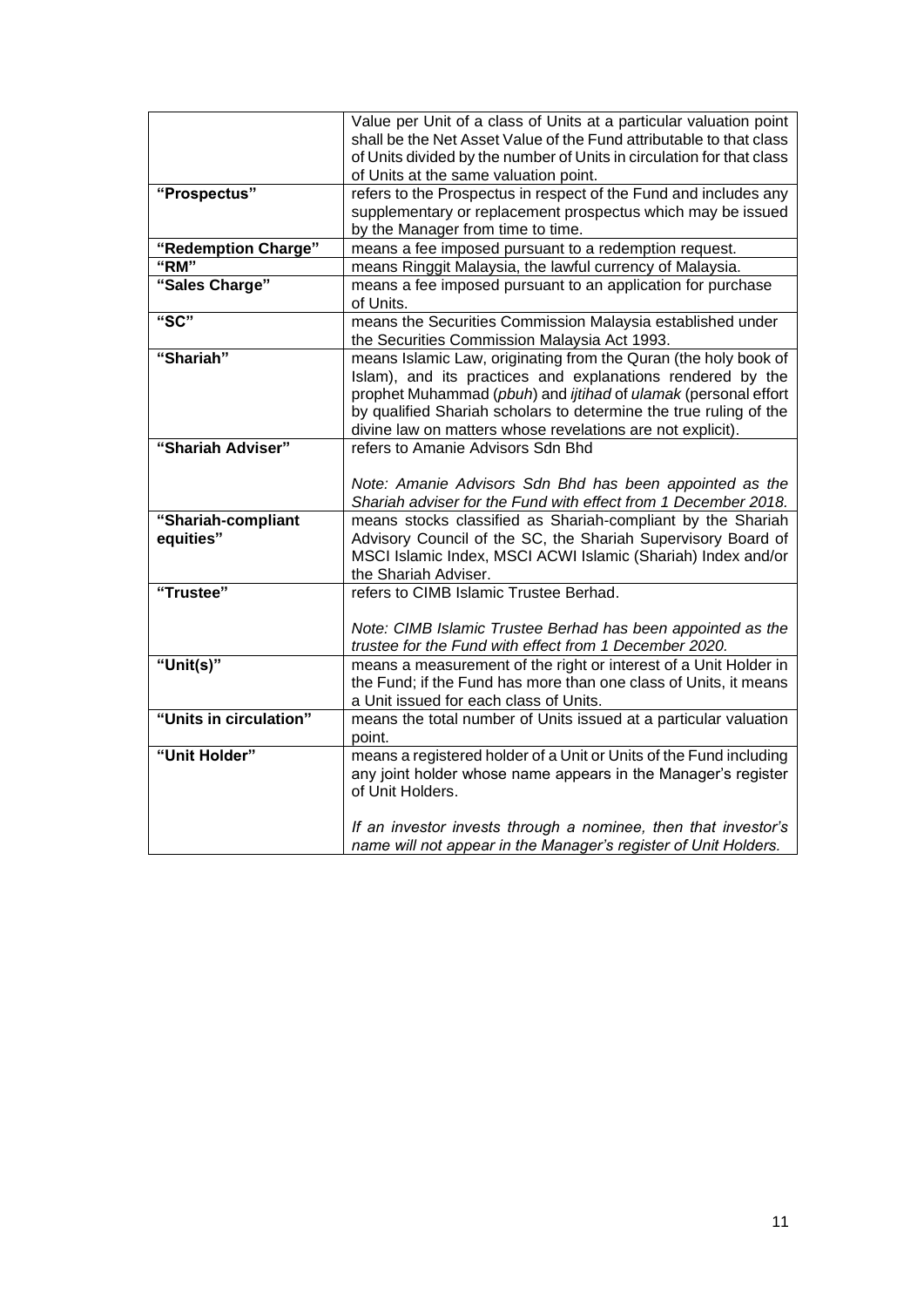| | |
|---|---|
| | Value per Unit of a class of Units at a particular valuation point shall be the Net Asset Value of the Fund attributable to that class of Units divided by the number of Units in circulation for that class of Units at the same valuation point. |
| **"Prospectus"** | refers to the Prospectus in respect of the Fund and includes any supplementary or replacement prospectus which may be issued by the Manager from time to time. |
| **"Redemption Charge"** | means a fee imposed pursuant to a redemption request. |
| **"RM"** | means Ringgit Malaysia, the lawful currency of Malaysia. |
| **"Sales Charge"** | means a fee imposed pursuant to an application for purchase of Units. |
| **"SC"** | means the Securities Commission Malaysia established under the Securities Commission Malaysia Act 1993. |
| **"Shariah"** | means Islamic Law, originating from the Quran (the holy book of Islam), and its practices and explanations rendered by the prophet Muhammad (*pbuh*) and *ijtihad* of *ulamak* (personal effort by qualified Shariah scholars to determine the true ruling of the divine law on matters whose revelations are not explicit). |
| **"Shariah Adviser"** | refers to Amanie Advisors Sdn Bhd<br><br>*Note: Amanie Advisors Sdn Bhd has been appointed as the Shariah adviser for the Fund with effect from 1 December 2018.* |
| **"Shariah-compliant equities"** | means stocks classified as Shariah-compliant by the Shariah Advisory Council of the SC, the Shariah Supervisory Board of MSCI Islamic Index, MSCI ACWI Islamic (Shariah) Index and/or the Shariah Adviser. |
| **"Trustee"** | refers to CIMB Islamic Trustee Berhad.<br><br>*Note: CIMB Islamic Trustee Berhad has been appointed as the trustee for the Fund with effect from 1 December 2020.* |
| **"Unit(s)"** | means a measurement of the right or interest of a Unit Holder in the Fund; if the Fund has more than one class of Units, it means a Unit issued for each class of Units. |
| **"Units in circulation"** | means the total number of Units issued at a particular valuation point. |
| **"Unit Holder"** | means a registered holder of a Unit or Units of the Fund including any joint holder whose name appears in the Manager's register of Unit Holders.<br><br>*If an investor invests through a nominee, then that investor's name will not appear in the Manager's register of Unit Holders.* |